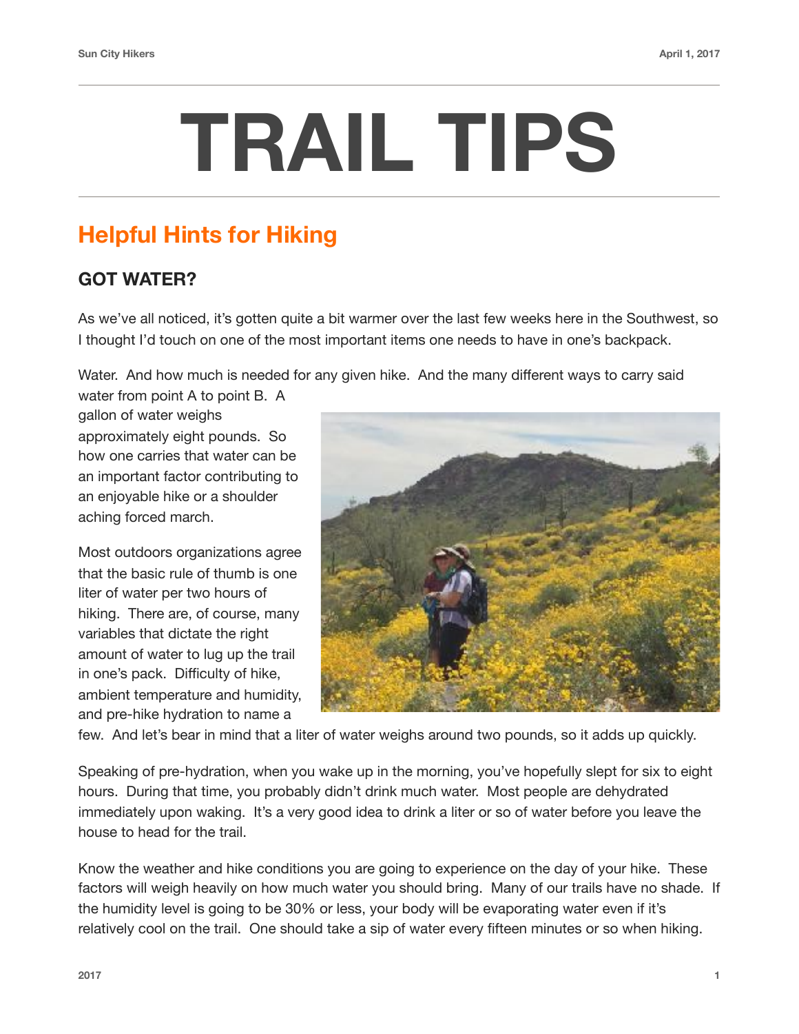# TRAIL TIPS

## Helpful Hints for Hiking

### GOT WATER?

As we've all noticed, it's gotten quite a bit warmer over the last few weeks here in the Southwest, so I thought I'd touch on one of the most important items one needs to have in one's backpack.

Water. And how much is needed for any given hike. And the many different ways to carry said water from point A to point B. A gallon of water weighs approximately eight pounds. So how one carries that water can be an important factor contributing to an enjoyable hike or a shoulder aching forced march.

Most outdoors organizations agree that the basic rule of thumb is one liter of water per two hours of hiking. There are, of course, many variables that dictate the right amount of water to lug up the trail in one's pack. Difficulty of hike, ambient temperature and humidity, and pre-hike hydration to name a few. And let's bear in mind that a liter of water weighs around two pounds, so it adds up quickly.

Speaking of pre-hydration, when you wake up in the morning, you've hopefully slept for six to eight hours. During that time, you probably didn't drink much water. Most people are dehydrated immediately upon waking. It's a very good idea to drink a liter or so of water before you leave the house to head for the trail.

Know the weather and hike conditions you are going to experience on the day of your hike. These factors will weigh heavily on how much water you should bring. Many of our trails have no shade. If the humidity level is going to be 30% or less, your body will be evaporating water even if it's relatively cool on the trail. One should take a sip of water every fifteen minutes or so when hiking.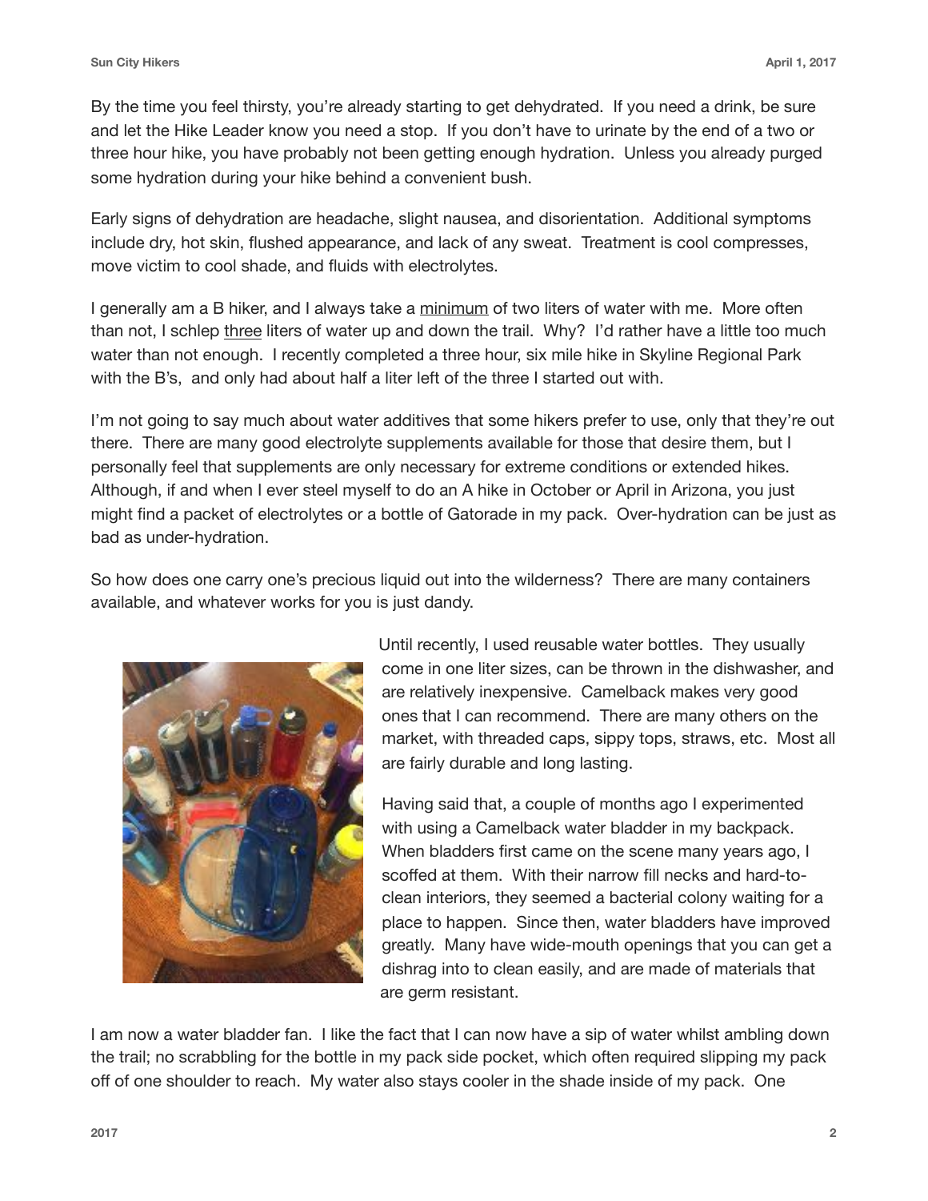By the time you feel thirsty, you're already starting to get dehydrated. If you need a drink, be sure and let the Hike Leader know you need a stop. If you don't have to urinate by the end of a two or three hour hike, you have probably not been getting enough hydration. Unless you already purged some hydration during your hike behind a convenient bush.

Early signs of dehydration are headache, slight nausea, and disorientation. Additional symptoms include dry, hot skin, flushed appearance, and lack of any sweat. Treatment is cool compresses, move victim to cool shade, and fluids with electrolytes.

I generally am a B hiker, and I always take a <u>minimum</u> of two liters of water with me. More often than not, I schlep <u>three</u> liters of water up and down the trail. Why? I'd rather have a little too much water than not enough. I recently completed a three hour, six mile hike in Skyline Regional Park with the B's, and only had about half a liter left of the three I started out with.

I'm not going to say much about water additives that some hikers prefer to use, only that they're out there. There are many good electrolyte supplements available for those that desire them, but I personally feel that supplements are only necessary for extreme conditions or extended hikes. Although, if and when I ever steel myself to do an A hike in October or April in Arizona, you just might find a packet of electrolytes or a bottle of Gatorade in my pack. Over-hydration can be just as bad as under-hydration.

So how does one carry one's precious liquid out into the wilderness? There are many containers available, and whatever works for you is just dandy.

Until recently, I used reusable water bottles. They usually come in one liter sizes, can be thrown in the dishwasher, and are relatively inexpensive. Camelback makes very good ones that I can recommend. There are many others on the market, with threaded caps, sippy tops, straws, etc. Most all are fairly durable and long lasting.

Having said that, a couple of months ago I experimented with using a Camelback water bladder in my backpack. When bladders first came on the scene many years ago, I scoffed at them. With their narrow fill necks and hard-to-clean interiors, they seemed a bacterial colony waiting for a place to happen. Since then, water bladders have improved greatly. Many have wide-mouth openings that you can get a dishrag into to clean easily, and are made of materials that are germ resistant.

I am now a water bladder fan. I like the fact that I can now have a sip of water whilst ambling down the trail; no scrabbling for the bottle in my pack side pocket, which often required slipping my pack off of one shoulder to reach. My water also stays cooler in the shade inside of my pack. One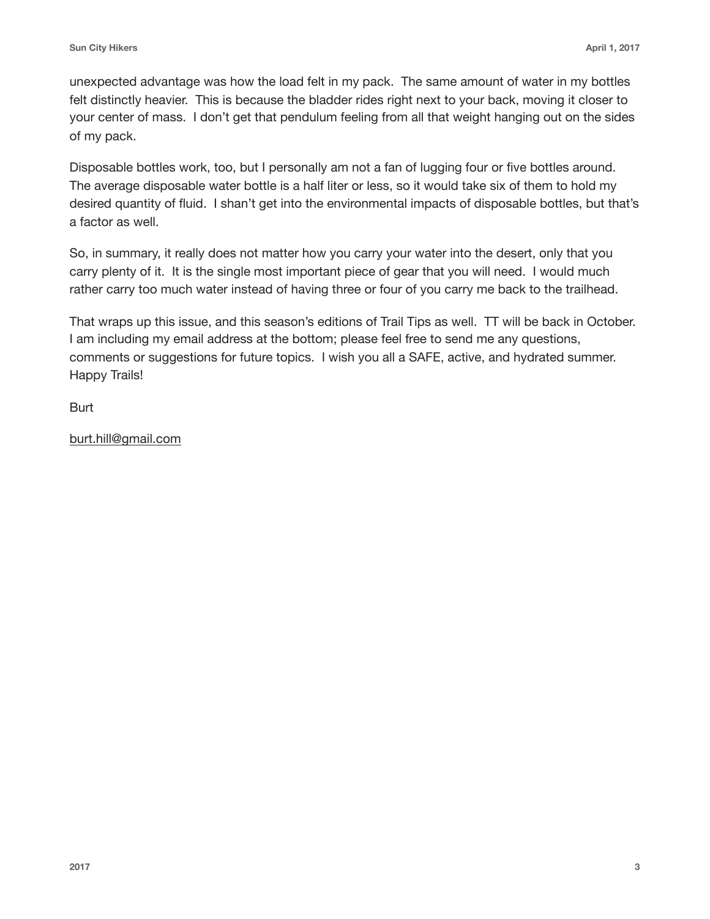unexpected advantage was how the load felt in my pack. The same amount of water in my bottles felt distinctly heavier. This is because the bladder rides right next to your back, moving it closer to your center of mass. I don't get that pendulum feeling from all that weight hanging out on the sides of my pack.

Disposable bottles work, too, but I personally am not a fan of lugging four or five bottles around. The average disposable water bottle is a half liter or less, so it would take six of them to hold my desired quantity of fluid. I shan't get into the environmental impacts of disposable bottles, but that's a factor as well.

So, in summary, it really does not matter how you carry your water into the desert, only that you carry plenty of it. It is the single most important piece of gear that you will need. I would much rather carry too much water instead of having three or four of you carry me back to the trailhead.

That wraps up this issue, and this season's editions of Trail Tips as well. TT will be back in October. I am including my email address at the bottom; please feel free to send me any questions, comments or suggestions for future topics. I wish you all a SAFE, active, and hydrated summer. Happy Trails!

Burt

burt.hill@gmail.com